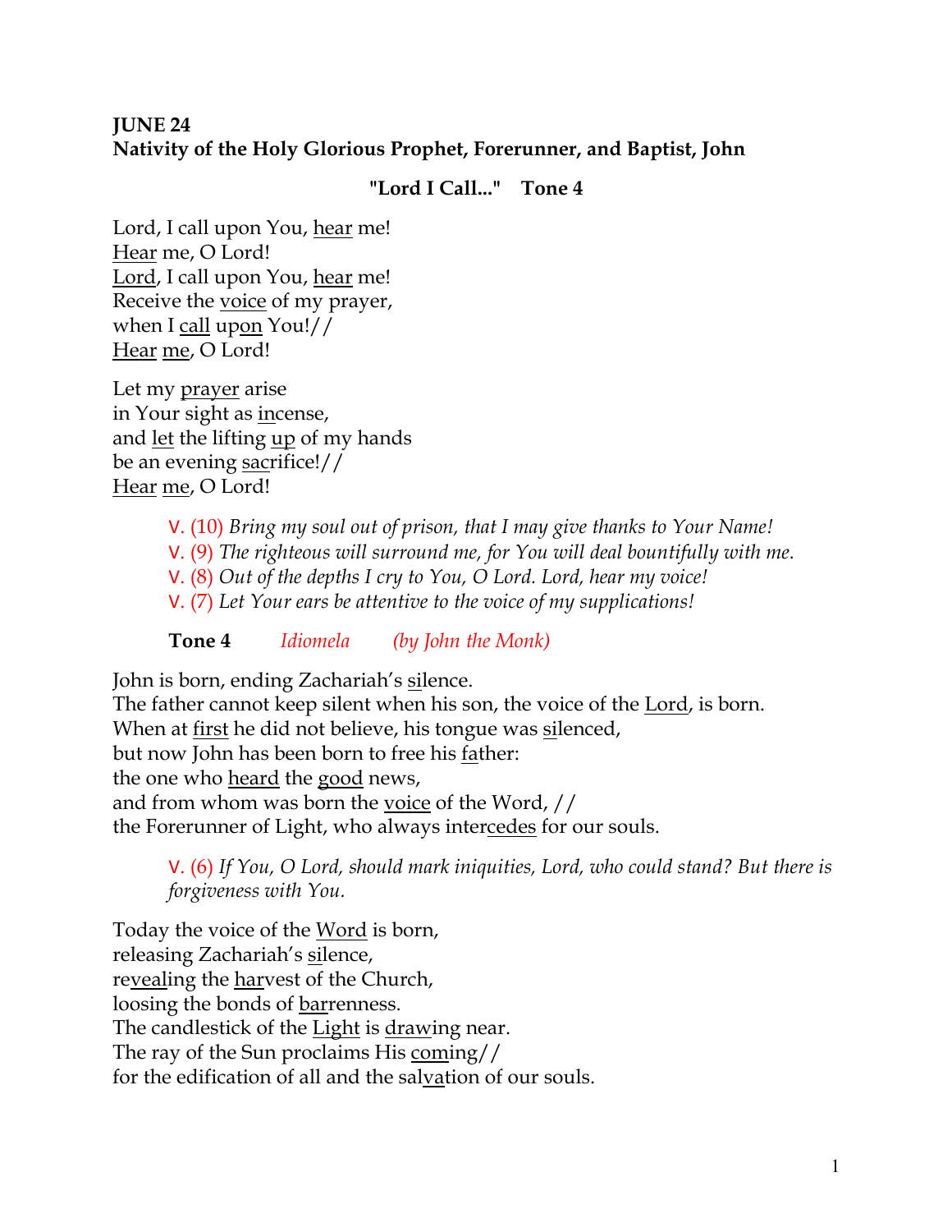**JUNE 24**
**Nativity of the Holy Glorious Prophet, Forerunner, and Baptist, John**

**"Lord I Call..." Tone 4**

Lord, I call upon You, <u>hear</u> me!
<u>Hear</u> me, O Lord!
<u>Lord</u>, I call upon You, <u>hear</u> me!
Receive the <u>voice</u> of my prayer,
when I <u>call</u> up<u>on</u> You!//
<u>Hear</u> <u>me</u>, O Lord!

Let my <u>prayer</u> arise
in Your sight as <u>in</u>cense,
and <u>let</u> the lifting <u>up</u> of my hands
be an evening <u>sac</u>rifice!//
<u>Hear</u> <u>me</u>, O Lord!

> V. (10) *Bring my soul out of prison, that I may give thanks to Your Name!*
> V. (9) *The righteous will surround me, for You will deal bountifully with me.*
> V. (8) *Out of the depths I cry to You, O Lord. Lord, hear my voice!*
> V. (7) *Let Your ears be attentive to the voice of my supplications!*

**Tone 4** *Idiomela* *(by John the Monk)*

John is born, ending Zachariah's <u>si</u>lence.
The father cannot keep silent when his son, the voice of the <u>Lord</u>, is born.
When at <u>first</u> he did not believe, his tongue was <u>si</u>lenced,
but now John has been born to free his <u>fa</u>ther:
the one who <u>heard</u> the <u>good</u> news,
and from whom was born the <u>voice</u> of the Word, //
the Forerunner of Light, who always inter<u>cedes</u> for our souls.

> V. (6) *If You, O Lord, should mark iniquities, Lord, who could stand? But there is forgiveness with You.*

Today the voice of the <u>Word</u> is born,
releasing Zachariah's <u>si</u>lence,
re<u>veal</u>ing the <u>har</u>vest of the Church,
loosing the bonds of <u>bar</u>renness.
The candlestick of the <u>Light</u> is <u>draw</u>ing near.
The ray of the Sun proclaims His <u>com</u>ing//
for the edification of all and the sal<u>va</u>tion of our souls.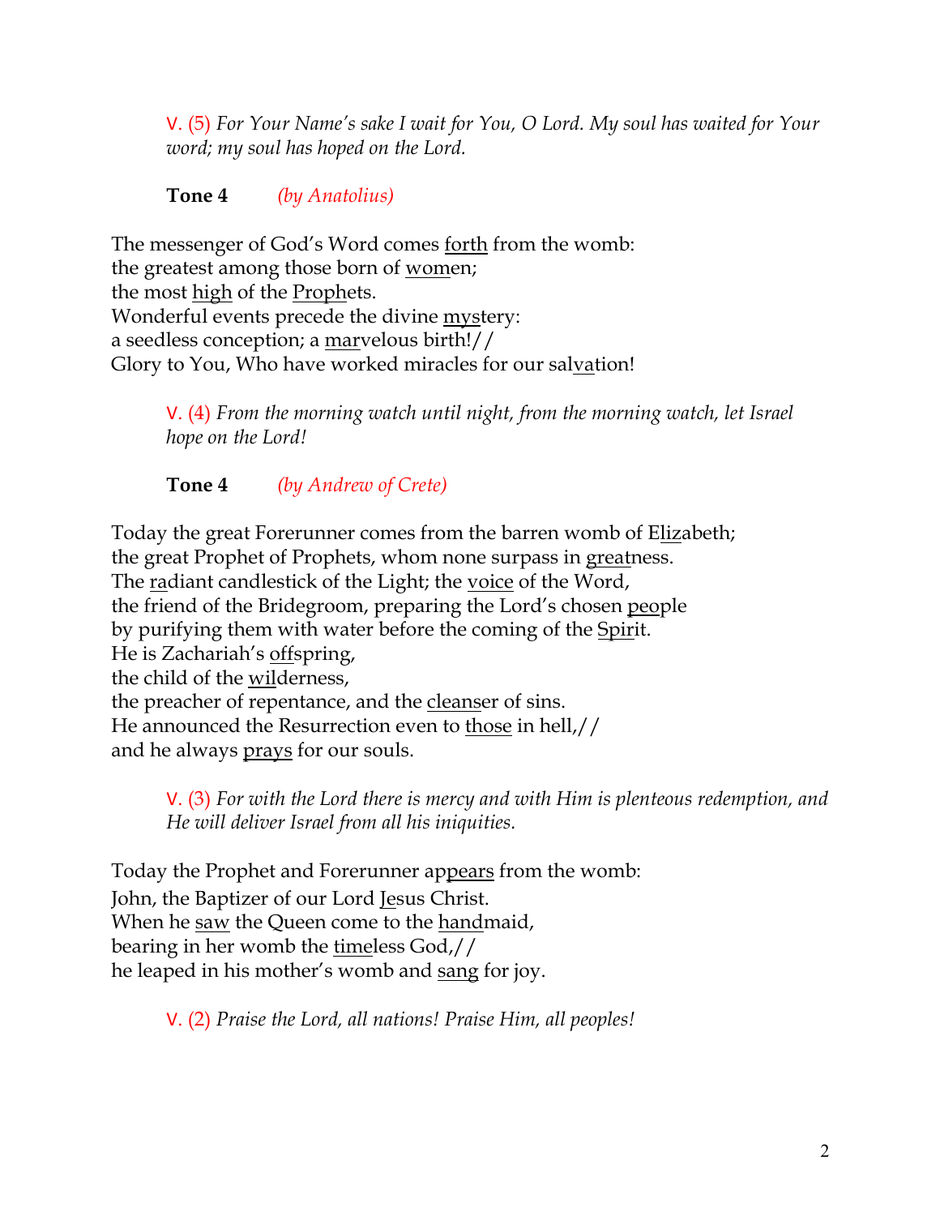V. (5) *For Your Name's sake I wait for You, O Lord. My soul has waited for Your word; my soul has hoped on the Lord.*

**Tone 4** *(by Anatolius)*

The messenger of God's Word comes <u>forth</u> from the womb:
the greatest among those born of <u>wom</u>en;
the most <u>high</u> of the <u>Proph</u>ets.
Wonderful events precede the divine <u>mys</u>tery:
a seedless conception; a <u>mar</u>velous birth!//
Glory to You, Who have worked miracles for our sal<u>va</u>tion!

V. (4) *From the morning watch until night, from the morning watch, let Israel hope on the Lord!*

**Tone 4** *(by Andrew of Crete)*

Today the great Forerunner comes from the barren womb of E<u>liz</u>abeth;
the great Prophet of Prophets, whom none surpass in <u>great</u>ness.
The <u>ra</u>diant candlestick of the Light; the <u>voice</u> of the Word,
the friend of the Bridegroom, preparing the Lord's chosen <u>peo</u>ple
by purifying them with water before the coming of the <u>Spir</u>it.
He is Zachariah's <u>off</u>spring,
the child of the <u>wil</u>derness,
the preacher of repentance, and the <u>cleans</u>er of sins.
He announced the Resurrection even to <u>those</u> in hell,//
and he always <u>prays</u> for our souls.

V. (3) *For with the Lord there is mercy and with Him is plenteous redemption, and He will deliver Israel from all his iniquities.*

Today the Prophet and Forerunner ap<u>pears</u> from the womb:
John, the Baptizer of our Lord <u>J</u>esus Christ.
When he <u>saw</u> the Queen come to the <u>hand</u>maid,
bearing in her womb the <u>time</u>less God,//
he leaped in his mother's womb and <u>sang</u> for joy.

V. (2) *Praise the Lord, all nations! Praise Him, all peoples!*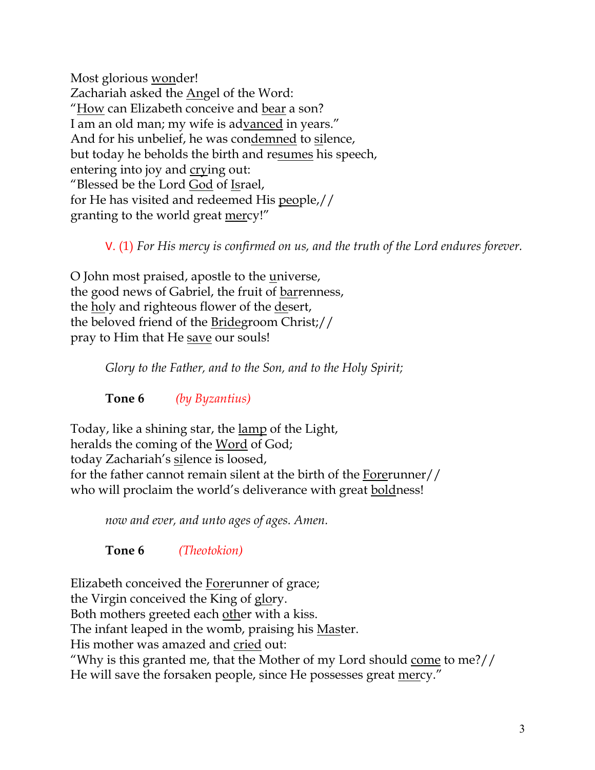Most glorious <u>won</u>der!
Zachariah asked the <u>An</u>gel of the Word:
"<u>How</u> can Elizabeth conceive and <u>bear</u> a son?
I am an old man; my wife is ad<u>vanced</u> in years."
And for his unbelief, he was con<u>demned</u> to <u>si</u>lence,
but today he beholds the birth and re<u>sumes</u> his speech,
entering into joy and <u>cry</u>ing out:
"Blessed be the Lord <u>God</u> of <u>Is</u>rael,
for He has visited and redeemed His <u>peo</u>ple,//
granting to the world great <u>mer</u>cy!"

V. (1) *For His mercy is confirmed on us, and the truth of the Lord endures forever.*

O John most praised, apostle to the <u>u</u>niverse,
the good news of Gabriel, the fruit of <u>bar</u>renness,
the <u>ho</u>ly and righteous flower of the <u>de</u>sert,
the beloved friend of the <u>Bride</u>groom Christ;//
pray to Him that He <u>save</u> our souls!

*Glory to the Father, and to the Son, and to the Holy Spirit;*

**Tone 6** *(by Byzantius)*

Today, like a shining star, the <u>lamp</u> of the Light,
heralds the coming of the <u>Word</u> of God;
today Zachariah's <u>si</u>lence is loosed,
for the father cannot remain silent at the birth of the <u>Fore</u>runner//
who will proclaim the world's deliverance with great <u>bold</u>ness!

*now and ever, and unto ages of ages. Amen.*

**Tone 6** *(Theotokion)*

Elizabeth conceived the <u>Fore</u>runner of grace;
the Virgin conceived the King of <u>glo</u>ry.
Both mothers greeted each <u>oth</u>er with a kiss.
The infant leaped in the womb, praising his <u>Mas</u>ter.
His mother was amazed and <u>cried</u> out:
"Why is this granted me, that the Mother of my Lord should <u>come</u> to me?//
He will save the forsaken people, since He possesses great <u>mer</u>cy."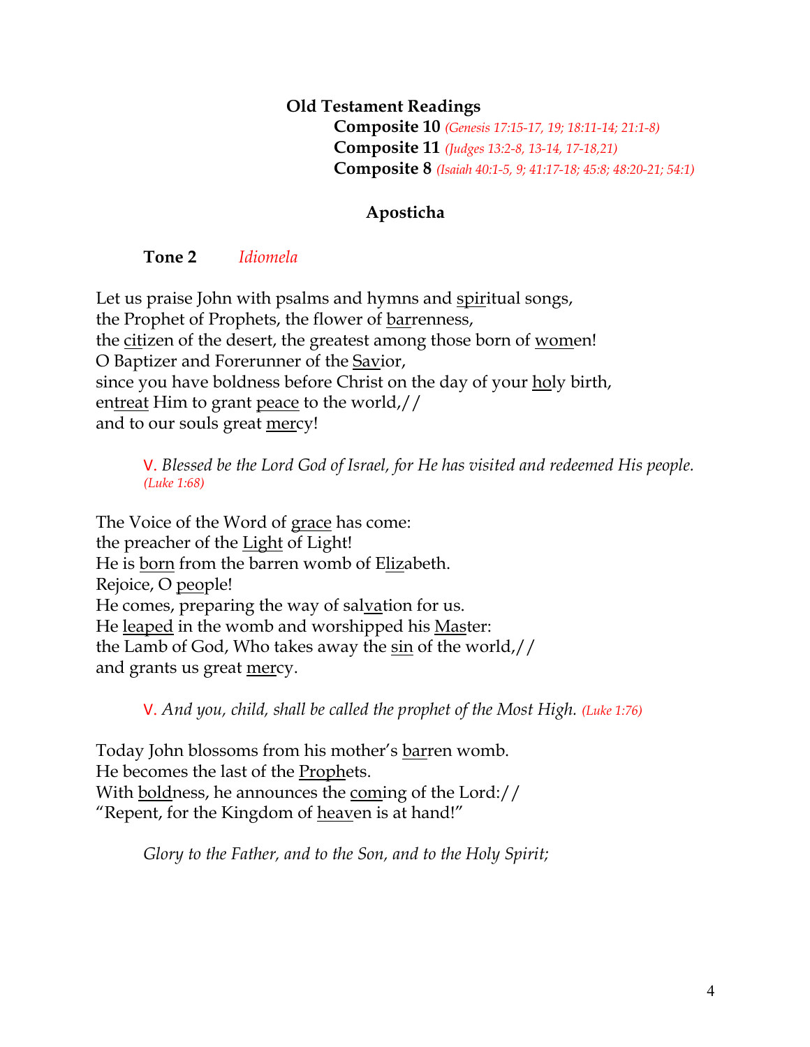**Old Testament Readings**

**Composite 10** *(Genesis 17:15-17, 19; 18:11-14; 21:1-8)*
**Composite 11** *(Judges 13:2-8, 13-14, 17-18,21)*
**Composite 8** *(Isaiah 40:1-5, 9; 41:17-18; 45:8; 48:20-21; 54:1)*

## Aposticha

**Tone 2** *Idiomela*

Let us praise John with psalms and hymns and spiritual songs,
the Prophet of Prophets, the flower of barrenness,
the citizen of the desert, the greatest among those born of women!
O Baptizer and Forerunner of the Savior,
since you have boldness before Christ on the day of your holy birth,
entreat Him to grant peace to the world,//
and to our souls great mercy!

V. *Blessed be the Lord God of Israel, for He has visited and redeemed His people. (Luke 1:68)*

The Voice of the Word of grace has come:
the preacher of the Light of Light!
He is born from the barren womb of Elizabeth.
Rejoice, O people!
He comes, preparing the way of salvation for us.
He leaped in the womb and worshipped his Master:
the Lamb of God, Who takes away the sin of the world,//
and grants us great mercy.

V. *And you, child, shall be called the prophet of the Most High. (Luke 1:76)*

Today John blossoms from his mother's barren womb.
He becomes the last of the Prophets.
With boldness, he announces the coming of the Lord://
"Repent, for the Kingdom of heaven is at hand!"

*Glory to the Father, and to the Son, and to the Holy Spirit;*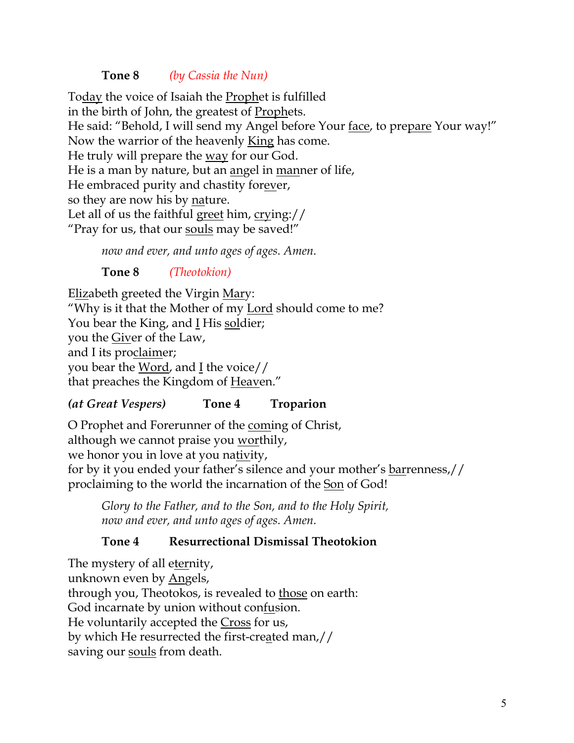**Tone 8** *(by Cassia the Nun)*

Today the voice of Isaiah the Prophet is fulfilled
in the birth of John, the greatest of Prophets.
He said: "Behold, I will send my Angel before Your face, to prepare Your way!"
Now the warrior of the heavenly King has come.
He truly will prepare the way for our God.
He is a man by nature, but an angel in manner of life,
He embraced purity and chastity forever,
so they are now his by nature.
Let all of us the faithful greet him, crying://
"Pray for us, that our souls may be saved!"

*now and ever, and unto ages of ages. Amen.*

**Tone 8** *(Theotokion)*

Elizabeth greeted the Virgin Mary:
"Why is it that the Mother of my Lord should come to me?
You bear the King, and I His soldier;
you the Giver of the Law,
and I its proclaimer;
you bear the Word, and I the voice//
that preaches the Kingdom of Heaven."

***(at Great Vespers)*** **Tone 4** **Troparion**

O Prophet and Forerunner of the coming of Christ,
although we cannot praise you worthily,
we honor you in love at you nativity,
for by it you ended your father's silence and your mother's barrenness,//
proclaiming to the world the incarnation of the Son of God!

*Glory to the Father, and to the Son, and to the Holy Spirit,*
*now and ever, and unto ages of ages. Amen.*

**Tone 4** **Resurrectional Dismissal Theotokion**

The mystery of all eternity,
unknown even by Angels,
through you, Theotokos, is revealed to those on earth:
God incarnate by union without confusion.
He voluntarily accepted the Cross for us,
by which He resurrected the first-created man,//
saving our souls from death.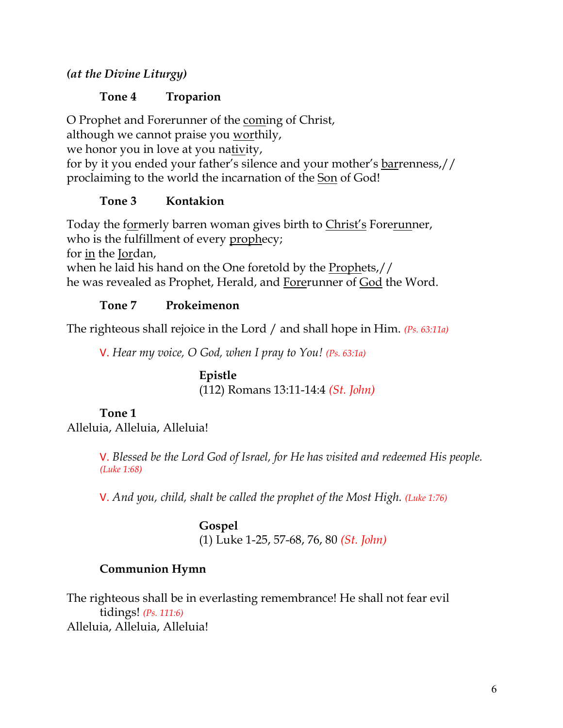***(at the Divine Liturgy)***

**Tone 4 Troparion**

O Prophet and Forerunner of the coming of Christ,
although we cannot praise you worthily,
we honor you in love at you nativity,
for by it you ended your father's silence and your mother's barrenness,//
proclaiming to the world the incarnation of the Son of God!

**Tone 3 Kontakion**

Today the formerly barren woman gives birth to Christ's Forerunner,
who is the fulfillment of every prophecy;
for in the Jordan,
when he laid his hand on the One foretold by the Prophets,//
he was revealed as Prophet, Herald, and Forerunner of God the Word.

**Tone 7 Prokeimenon**

The righteous shall rejoice in the Lord / and shall hope in Him. *(Ps. 63:11a)*

V. *Hear my voice, O God, when I pray to You! (Ps. 63:1a)*

**Epistle**
(112) Romans 13:11-14:4 *(St. John)*

**Tone 1**
Alleluia, Alleluia, Alleluia!

V. *Blessed be the Lord God of Israel, for He has visited and redeemed His people. (Luke 1:68)*

V. *And you, child, shalt be called the prophet of the Most High. (Luke 1:76)*

**Gospel**
(1) Luke 1-25, 57-68, 76, 80 *(St. John)*

**Communion Hymn**

The righteous shall be in everlasting remembrance! He shall not fear evil tidings! *(Ps. 111:6)*
Alleluia, Alleluia, Alleluia!